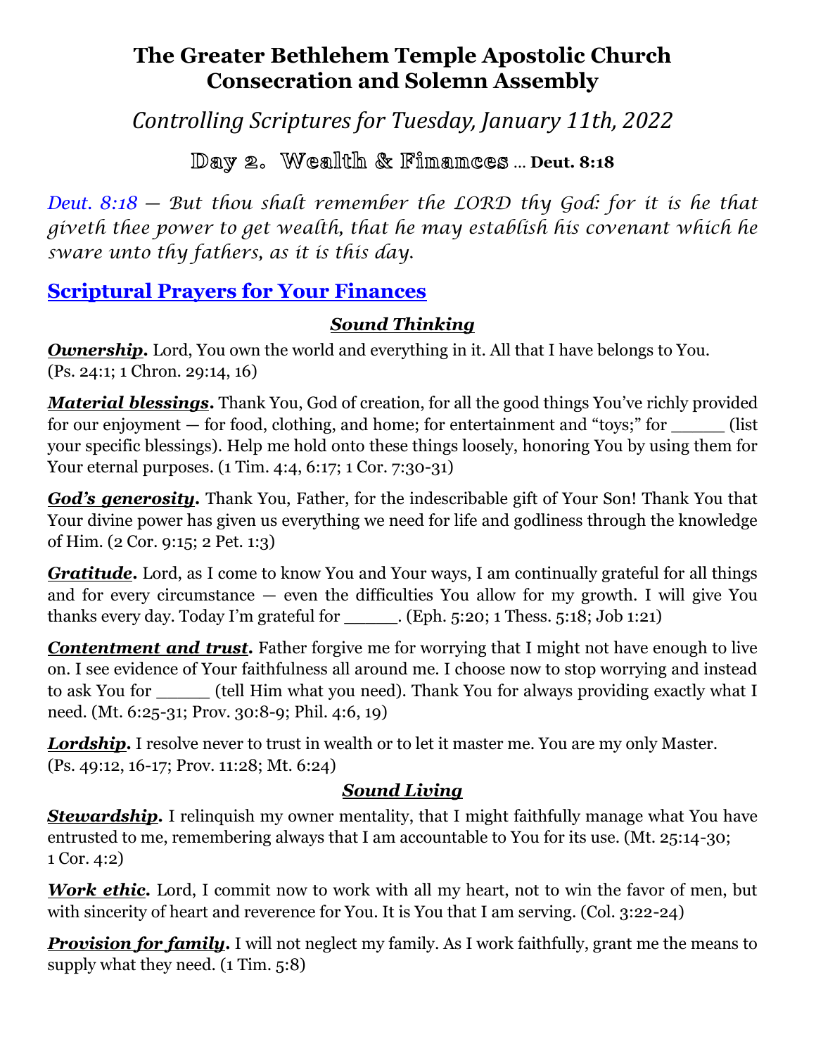# The Greater Bethlehem Temple Apostolic Church
# Consecration and Solemn Assembly

*Controlling Scriptures for Tuesday, January 11th, 2022*

## Day 2. Wealth & Finances ... **Deut. 8:18**

*Deut. 8:18 — But thou shalt remember the LORD thy God: for it is he that giveth thee power to get wealth, that he may establish his covenant which he sware unto thy fathers, as it is this day.*

## Scriptural Prayers for Your Finances

### *Sound Thinking*

***Ownership.*** Lord, You own the world and everything in it. All that I have belongs to You. (Ps. 24:1; 1 Chron. 29:14, 16)

***Material blessings.*** Thank You, God of creation, for all the good things You've richly provided for our enjoyment — for food, clothing, and home; for entertainment and "toys;" for _____ (list your specific blessings). Help me hold onto these things loosely, honoring You by using them for Your eternal purposes. (1 Tim. 4:4, 6:17; 1 Cor. 7:30-31)

***God's generosity.*** Thank You, Father, for the indescribable gift of Your Son! Thank You that Your divine power has given us everything we need for life and godliness through the knowledge of Him. (2 Cor. 9:15; 2 Pet. 1:3)

***Gratitude.*** Lord, as I come to know You and Your ways, I am continually grateful for all things and for every circumstance — even the difficulties You allow for my growth. I will give You thanks every day. Today I'm grateful for _____. (Eph. 5:20; 1 Thess. 5:18; Job 1:21)

***Contentment and trust.*** Father forgive me for worrying that I might not have enough to live on. I see evidence of Your faithfulness all around me. I choose now to stop worrying and instead to ask You for _____ (tell Him what you need). Thank You for always providing exactly what I need. (Mt. 6:25-31; Prov. 30:8-9; Phil. 4:6, 19)

***Lordship.*** I resolve never to trust in wealth or to let it master me. You are my only Master. (Ps. 49:12, 16-17; Prov. 11:28; Mt. 6:24)

### *Sound Living*

***Stewardship.*** I relinquish my owner mentality, that I might faithfully manage what You have entrusted to me, remembering always that I am accountable to You for its use. (Mt. 25:14-30; 1 Cor. 4:2)

***Work ethic.*** Lord, I commit now to work with all my heart, not to win the favor of men, but with sincerity of heart and reverence for You. It is You that I am serving. (Col. 3:22-24)

***Provision for family.*** I will not neglect my family. As I work faithfully, grant me the means to supply what they need. (1 Tim. 5:8)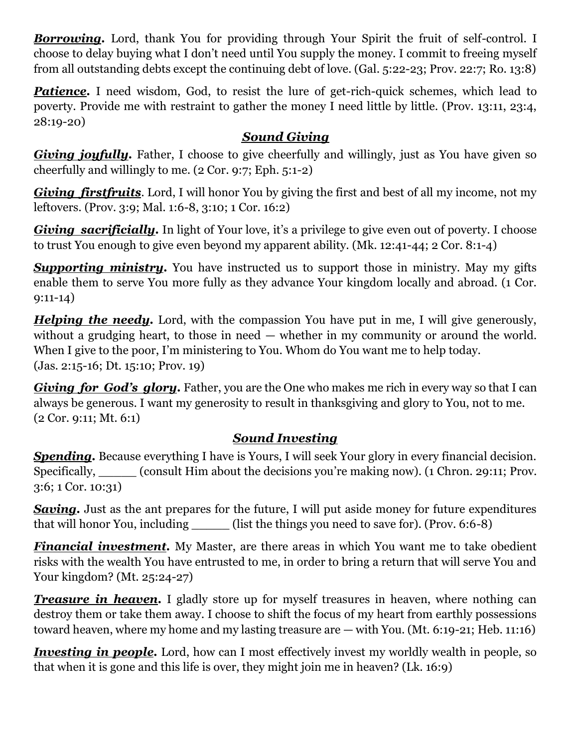***Borrowing*.** Lord, thank You for providing through Your Spirit the fruit of self-control. I choose to delay buying what I don't need until You supply the money. I commit to freeing myself from all outstanding debts except the continuing debt of love. (Gal. 5:22-23; Prov. 22:7; Ro. 13:8)

***Patience*.** I need wisdom, God, to resist the lure of get-rich-quick schemes, which lead to poverty. Provide me with restraint to gather the money I need little by little. (Prov. 13:11, 23:4, 28:19-20)

## *Sound Giving*

***Giving joyfully*.** Father, I choose to give cheerfully and willingly, just as You have given so cheerfully and willingly to me. (2 Cor. 9:7; Eph. 5:1-2)

***Giving firstfruits***. Lord, I will honor You by giving the first and best of all my income, not my leftovers. (Prov. 3:9; Mal. 1:6-8, 3:10; 1 Cor. 16:2)

***Giving sacrificially*.** In light of Your love, it's a privilege to give even out of poverty. I choose to trust You enough to give even beyond my apparent ability. (Mk. 12:41-44; 2 Cor. 8:1-4)

***Supporting ministry*.** You have instructed us to support those in ministry. May my gifts enable them to serve You more fully as they advance Your kingdom locally and abroad. (1 Cor. 9:11-14)

***Helping the needy*.** Lord, with the compassion You have put in me, I will give generously, without a grudging heart, to those in need — whether in my community or around the world. When I give to the poor, I'm ministering to You. Whom do You want me to help today.
(Jas. 2:15-16; Dt. 15:10; Prov. 19)

***Giving for God's glory*.** Father, you are the One who makes me rich in every way so that I can always be generous. I want my generosity to result in thanksgiving and glory to You, not to me.
(2 Cor. 9:11; Mt. 6:1)

## *Sound Investing*

***Spending*.** Because everything I have is Yours, I will seek Your glory in every financial decision. Specifically, _____ (consult Him about the decisions you're making now). (1 Chron. 29:11; Prov. 3:6; 1 Cor. 10:31)

***Saving*.** Just as the ant prepares for the future, I will put aside money for future expenditures that will honor You, including _____ (list the things you need to save for). (Prov. 6:6-8)

***Financial investment*.** My Master, are there areas in which You want me to take obedient risks with the wealth You have entrusted to me, in order to bring a return that will serve You and Your kingdom? (Mt. 25:24-27)

***Treasure in heaven*.** I gladly store up for myself treasures in heaven, where nothing can destroy them or take them away. I choose to shift the focus of my heart from earthly possessions toward heaven, where my home and my lasting treasure are — with You. (Mt. 6:19-21; Heb. 11:16)

***Investing in people*.** Lord, how can I most effectively invest my worldly wealth in people, so that when it is gone and this life is over, they might join me in heaven? (Lk. 16:9)